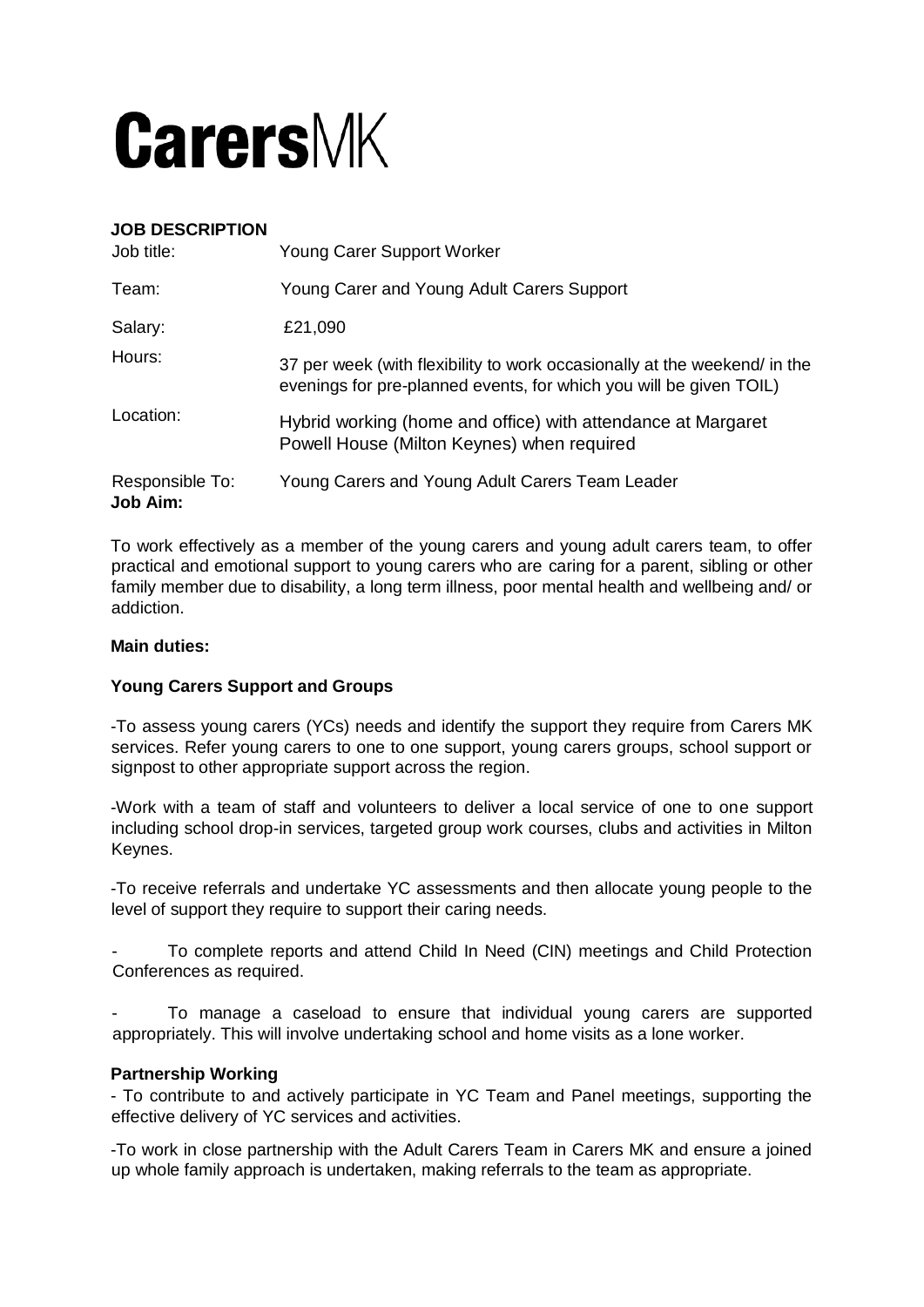# **Carers**MK

**JOB DESCRIPTION**

| | |
|---|---|
| Job title: | Young Carer Support Worker |
| Team: | Young Carer and Young Adult Carers Support |
| Salary: | £21,090 |
| Hours: | 37 per week (with flexibility to work occasionally at the weekend/ in the evenings for pre-planned events, for which you will be given TOIL) |
| Location: | Hybrid working (home and office) with attendance at Margaret Powell House (Milton Keynes) when required |
| Responsible To: | Young Carers and Young Adult Carers Team Leader |

**Job Aim:**

To work effectively as a member of the young carers and young adult carers team, to offer practical and emotional support to young carers who are caring for a parent, sibling or other family member due to disability, a long term illness, poor mental health and wellbeing and/ or addiction.

**Main duties:**

**Young Carers Support and Groups**

-To assess young carers (YCs) needs and identify the support they require from Carers MK services. Refer young carers to one to one support, young carers groups, school support or signpost to other appropriate support across the region.

-Work with a team of staff and volunteers to deliver a local service of one to one support including school drop-in services, targeted group work courses, clubs and activities in Milton Keynes.

-To receive referrals and undertake YC assessments and then allocate young people to the level of support they require to support their caring needs.

- To complete reports and attend Child In Need (CIN) meetings and Child Protection Conferences as required.

- To manage a caseload to ensure that individual young carers are supported appropriately. This will involve undertaking school and home visits as a lone worker.

**Partnership Working**

- To contribute to and actively participate in YC Team and Panel meetings, supporting the effective delivery of YC services and activities.

-To work in close partnership with the Adult Carers Team in Carers MK and ensure a joined up whole family approach is undertaken, making referrals to the team as appropriate.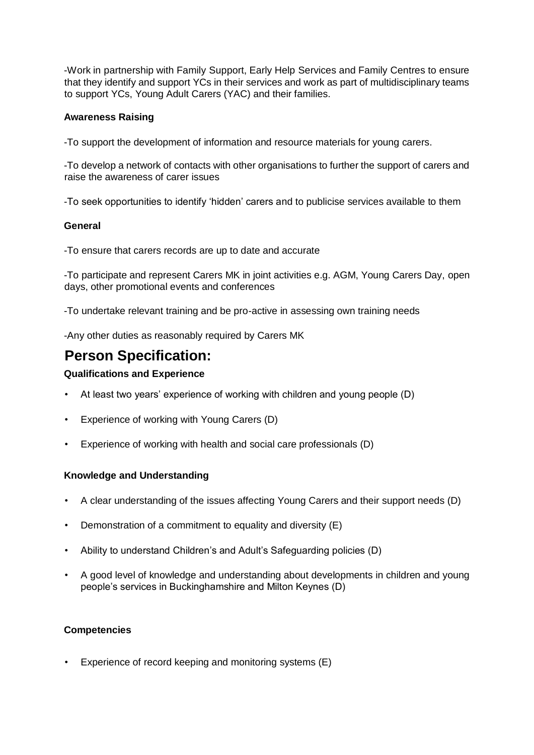-Work in partnership with Family Support, Early Help Services and Family Centres to ensure that they identify and support YCs in their services and work as part of multidisciplinary teams to support YCs, Young Adult Carers (YAC) and their families.

**Awareness Raising**

-To support the development of information and resource materials for young carers.

-To develop a network of contacts with other organisations to further the support of carers and raise the awareness of carer issues

-To seek opportunities to identify 'hidden' carers and to publicise services available to them

**General**

-To ensure that carers records are up to date and accurate

-To participate and represent Carers MK in joint activities e.g. AGM, Young Carers Day, open days, other promotional events and conferences

-To undertake relevant training and be pro-active in assessing own training needs

-Any other duties as reasonably required by Carers MK

# Person Specification:

**Qualifications and Experience**

- At least two years' experience of working with children and young people (D)
- Experience of working with Young Carers (D)
- Experience of working with health and social care professionals (D)

**Knowledge and Understanding**

- A clear understanding of the issues affecting Young Carers and their support needs (D)
- Demonstration of a commitment to equality and diversity (E)
- Ability to understand Children's and Adult's Safeguarding policies (D)
- A good level of knowledge and understanding about developments in children and young people's services in Buckinghamshire and Milton Keynes (D)

**Competencies**

- Experience of record keeping and monitoring systems (E)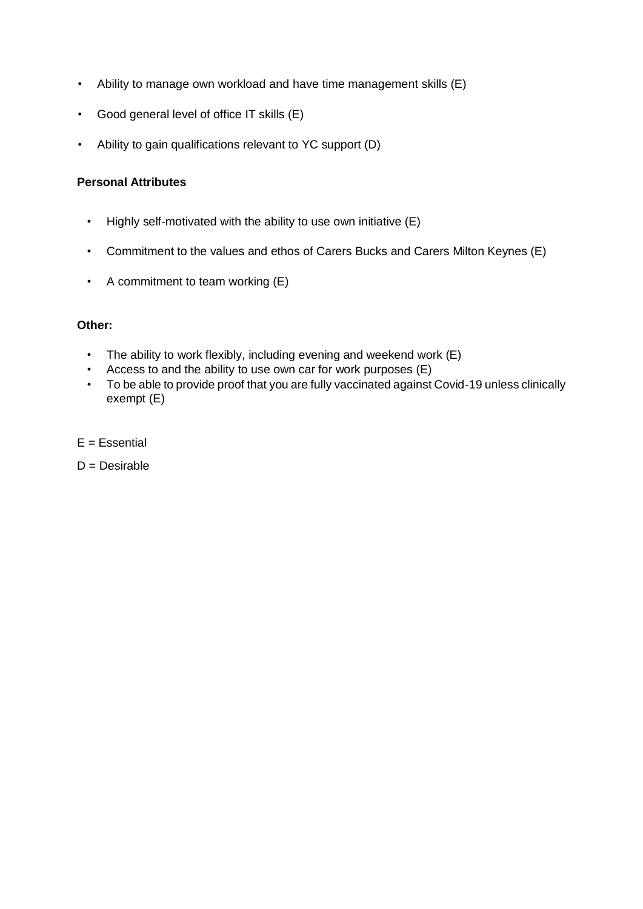- Ability to manage own workload and have time management skills (E)
- Good general level of office IT skills (E)
- Ability to gain qualifications relevant to YC support (D)

**Personal Attributes**

- Highly self-motivated with the ability to use own initiative (E)
- Commitment to the values and ethos of Carers Bucks and Carers Milton Keynes (E)
- A commitment to team working (E)

**Other:**

- The ability to work flexibly, including evening and weekend work (E)
- Access to and the ability to use own car for work purposes (E)
- To be able to provide proof that you are fully vaccinated against Covid-19 unless clinically exempt (E)

E = Essential

D = Desirable